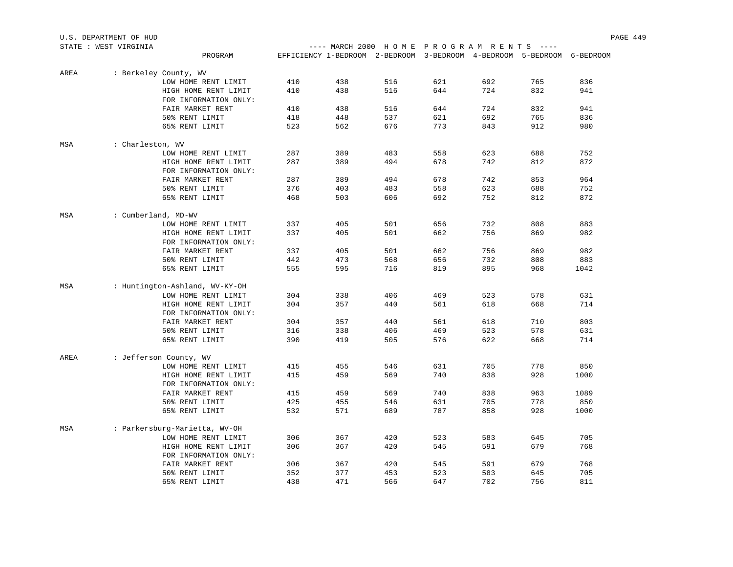U.S. DEPARTMENT OF HUD

STATE : WEST VIRGINIA

---- MARCH 2000 H O M E P R O G R A M R E N T S ----

| | PROGRAM | EFFICIENCY | 1-BEDROOM | 2-BEDROOM | 3-BEDROOM | 4-BEDROOM | 5-BEDROOM | 6-BEDROOM |
|---|---|---|---|---|---|---|---|---|
| AREA | : Berkeley County, WV | | | | | | | |
| | LOW HOME RENT LIMIT | 410 | 438 | 516 | 621 | 692 | 765 | 836 |
| | HIGH HOME RENT LIMIT | 410 | 438 | 516 | 644 | 724 | 832 | 941 |
| | FOR INFORMATION ONLY: | | | | | | | |
| | FAIR MARKET RENT | 410 | 438 | 516 | 644 | 724 | 832 | 941 |
| | 50% RENT LIMIT | 418 | 448 | 537 | 621 | 692 | 765 | 836 |
| | 65% RENT LIMIT | 523 | 562 | 676 | 773 | 843 | 912 | 980 |
| MSA | : Charleston, WV | | | | | | | |
| | LOW HOME RENT LIMIT | 287 | 389 | 483 | 558 | 623 | 688 | 752 |
| | HIGH HOME RENT LIMIT | 287 | 389 | 494 | 678 | 742 | 812 | 872 |
| | FOR INFORMATION ONLY: | | | | | | | |
| | FAIR MARKET RENT | 287 | 389 | 494 | 678 | 742 | 853 | 964 |
| | 50% RENT LIMIT | 376 | 403 | 483 | 558 | 623 | 688 | 752 |
| | 65% RENT LIMIT | 468 | 503 | 606 | 692 | 752 | 812 | 872 |
| MSA | : Cumberland, MD-WV | | | | | | | |
| | LOW HOME RENT LIMIT | 337 | 405 | 501 | 656 | 732 | 808 | 883 |
| | HIGH HOME RENT LIMIT | 337 | 405 | 501 | 662 | 756 | 869 | 982 |
| | FOR INFORMATION ONLY: | | | | | | | |
| | FAIR MARKET RENT | 337 | 405 | 501 | 662 | 756 | 869 | 982 |
| | 50% RENT LIMIT | 442 | 473 | 568 | 656 | 732 | 808 | 883 |
| | 65% RENT LIMIT | 555 | 595 | 716 | 819 | 895 | 968 | 1042 |
| MSA | : Huntington-Ashland, WV-KY-OH | | | | | | | |
| | LOW HOME RENT LIMIT | 304 | 338 | 406 | 469 | 523 | 578 | 631 |
| | HIGH HOME RENT LIMIT | 304 | 357 | 440 | 561 | 618 | 668 | 714 |
| | FOR INFORMATION ONLY: | | | | | | | |
| | FAIR MARKET RENT | 304 | 357 | 440 | 561 | 618 | 710 | 803 |
| | 50% RENT LIMIT | 316 | 338 | 406 | 469 | 523 | 578 | 631 |
| | 65% RENT LIMIT | 390 | 419 | 505 | 576 | 622 | 668 | 714 |
| AREA | : Jefferson County, WV | | | | | | | |
| | LOW HOME RENT LIMIT | 415 | 455 | 546 | 631 | 705 | 778 | 850 |
| | HIGH HOME RENT LIMIT | 415 | 459 | 569 | 740 | 838 | 928 | 1000 |
| | FOR INFORMATION ONLY: | | | | | | | |
| | FAIR MARKET RENT | 415 | 459 | 569 | 740 | 838 | 963 | 1089 |
| | 50% RENT LIMIT | 425 | 455 | 546 | 631 | 705 | 778 | 850 |
| | 65% RENT LIMIT | 532 | 571 | 689 | 787 | 858 | 928 | 1000 |
| MSA | : Parkersburg-Marietta, WV-OH | | | | | | | |
| | LOW HOME RENT LIMIT | 306 | 367 | 420 | 523 | 583 | 645 | 705 |
| | HIGH HOME RENT LIMIT | 306 | 367 | 420 | 545 | 591 | 679 | 768 |
| | FOR INFORMATION ONLY: | | | | | | | |
| | FAIR MARKET RENT | 306 | 367 | 420 | 545 | 591 | 679 | 768 |
| | 50% RENT LIMIT | 352 | 377 | 453 | 523 | 583 | 645 | 705 |
| | 65% RENT LIMIT | 438 | 471 | 566 | 647 | 702 | 756 | 811 |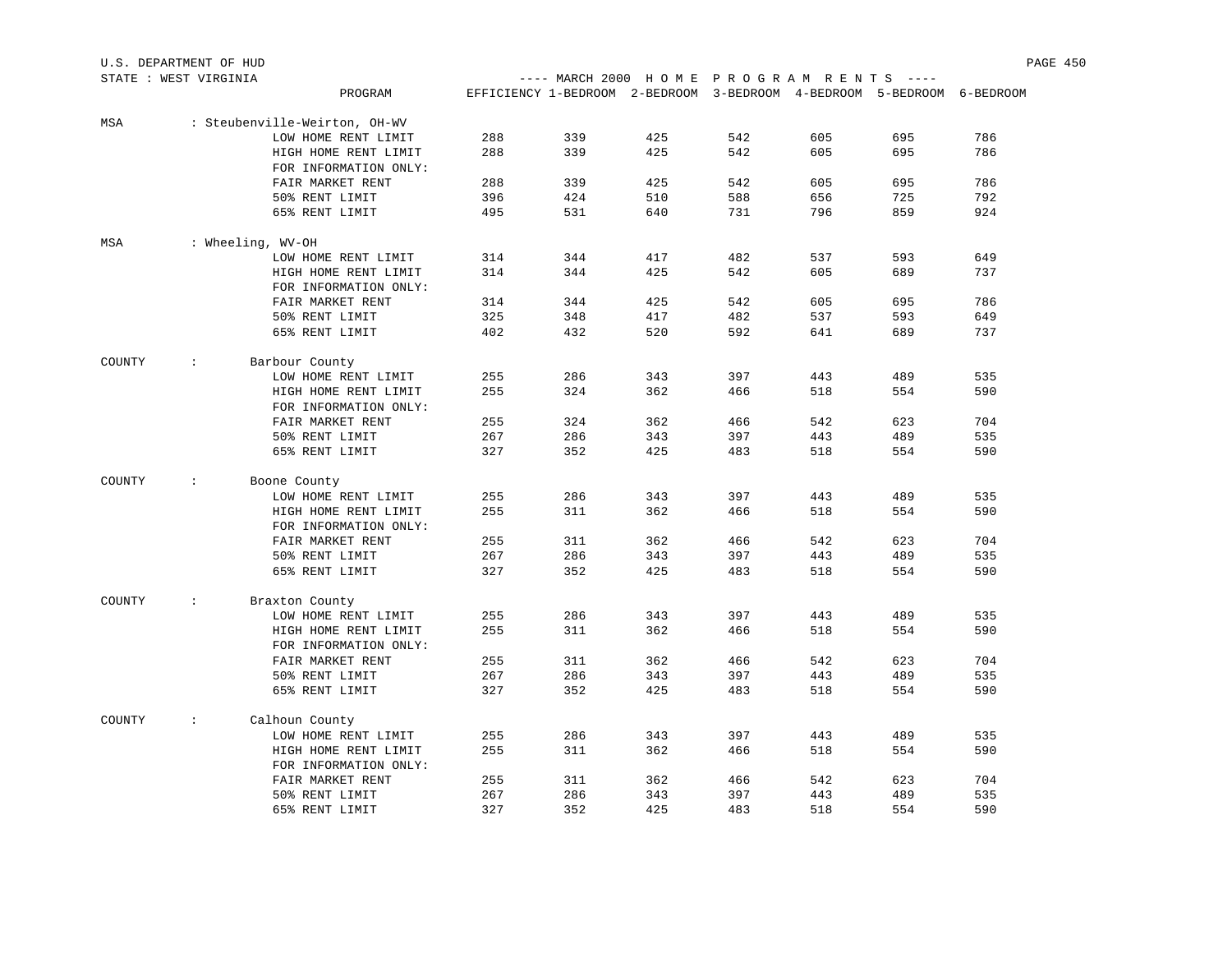U.S. DEPARTMENT OF HUD

STATE : WEST VIRGINIA

---- MARCH 2000 H O M E  P R O G R A M  R E N T S ----

| | PROGRAM | EFFICIENCY | 1-BEDROOM | 2-BEDROOM | 3-BEDROOM | 4-BEDROOM | 5-BEDROOM | 6-BEDROOM |
|---|---|---|---|---|---|---|---|---|
| MSA | : Steubenville-Weirton, OH-WV | | | | | | | |
| | LOW HOME RENT LIMIT | 288 | 339 | 425 | 542 | 605 | 695 | 786 |
| | HIGH HOME RENT LIMIT | 288 | 339 | 425 | 542 | 605 | 695 | 786 |
| | FOR INFORMATION ONLY: | | | | | | | |
| | FAIR MARKET RENT | 288 | 339 | 425 | 542 | 605 | 695 | 786 |
| | 50% RENT LIMIT | 396 | 424 | 510 | 588 | 656 | 725 | 792 |
| | 65% RENT LIMIT | 495 | 531 | 640 | 731 | 796 | 859 | 924 |
| MSA | : Wheeling, WV-OH | | | | | | | |
| | LOW HOME RENT LIMIT | 314 | 344 | 417 | 482 | 537 | 593 | 649 |
| | HIGH HOME RENT LIMIT | 314 | 344 | 425 | 542 | 605 | 689 | 737 |
| | FOR INFORMATION ONLY: | | | | | | | |
| | FAIR MARKET RENT | 314 | 344 | 425 | 542 | 605 | 695 | 786 |
| | 50% RENT LIMIT | 325 | 348 | 417 | 482 | 537 | 593 | 649 |
| | 65% RENT LIMIT | 402 | 432 | 520 | 592 | 641 | 689 | 737 |
| COUNTY | : Barbour County | | | | | | | |
| | LOW HOME RENT LIMIT | 255 | 286 | 343 | 397 | 443 | 489 | 535 |
| | HIGH HOME RENT LIMIT | 255 | 324 | 362 | 466 | 518 | 554 | 590 |
| | FOR INFORMATION ONLY: | | | | | | | |
| | FAIR MARKET RENT | 255 | 324 | 362 | 466 | 542 | 623 | 704 |
| | 50% RENT LIMIT | 267 | 286 | 343 | 397 | 443 | 489 | 535 |
| | 65% RENT LIMIT | 327 | 352 | 425 | 483 | 518 | 554 | 590 |
| COUNTY | : Boone County | | | | | | | |
| | LOW HOME RENT LIMIT | 255 | 286 | 343 | 397 | 443 | 489 | 535 |
| | HIGH HOME RENT LIMIT | 255 | 311 | 362 | 466 | 518 | 554 | 590 |
| | FOR INFORMATION ONLY: | | | | | | | |
| | FAIR MARKET RENT | 255 | 311 | 362 | 466 | 542 | 623 | 704 |
| | 50% RENT LIMIT | 267 | 286 | 343 | 397 | 443 | 489 | 535 |
| | 65% RENT LIMIT | 327 | 352 | 425 | 483 | 518 | 554 | 590 |
| COUNTY | : Braxton County | | | | | | | |
| | LOW HOME RENT LIMIT | 255 | 286 | 343 | 397 | 443 | 489 | 535 |
| | HIGH HOME RENT LIMIT | 255 | 311 | 362 | 466 | 518 | 554 | 590 |
| | FOR INFORMATION ONLY: | | | | | | | |
| | FAIR MARKET RENT | 255 | 311 | 362 | 466 | 542 | 623 | 704 |
| | 50% RENT LIMIT | 267 | 286 | 343 | 397 | 443 | 489 | 535 |
| | 65% RENT LIMIT | 327 | 352 | 425 | 483 | 518 | 554 | 590 |
| COUNTY | : Calhoun County | | | | | | | |
| | LOW HOME RENT LIMIT | 255 | 286 | 343 | 397 | 443 | 489 | 535 |
| | HIGH HOME RENT LIMIT | 255 | 311 | 362 | 466 | 518 | 554 | 590 |
| | FOR INFORMATION ONLY: | | | | | | | |
| | FAIR MARKET RENT | 255 | 311 | 362 | 466 | 542 | 623 | 704 |
| | 50% RENT LIMIT | 267 | 286 | 343 | 397 | 443 | 489 | 535 |
| | 65% RENT LIMIT | 327 | 352 | 425 | 483 | 518 | 554 | 590 |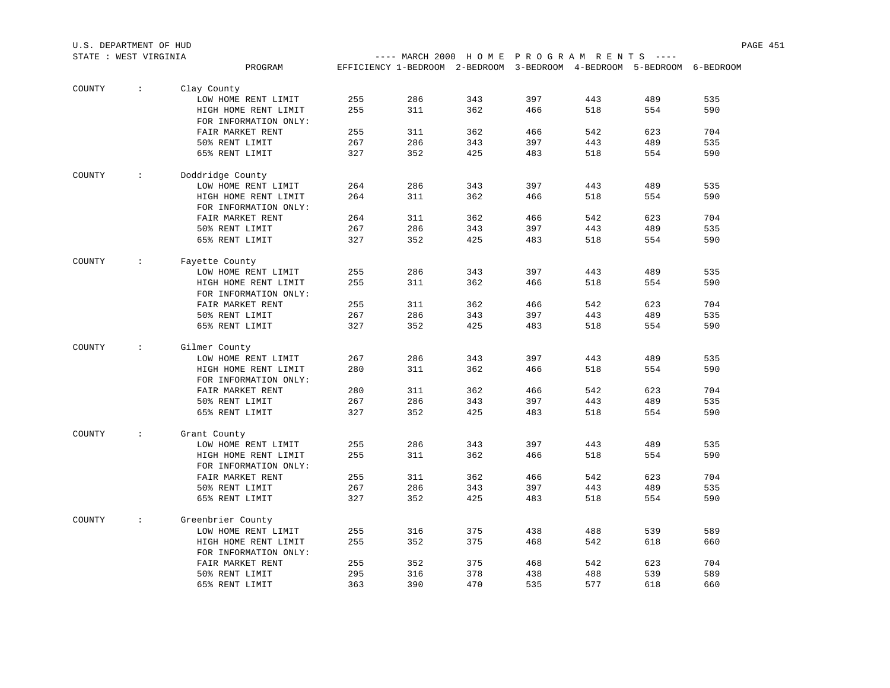U.S. DEPARTMENT OF HUD

STATE : WEST VIRGINIA

---- MARCH 2000 H O M E P R O G R A M R E N T S ----

| COUNTY | PROGRAM | EFFICIENCY | 1-BEDROOM | 2-BEDROOM | 3-BEDROOM | 4-BEDROOM | 5-BEDROOM | 6-BEDROOM |
|---|---|---|---|---|---|---|---|---|
| Clay County | LOW HOME RENT LIMIT | 255 | 286 | 343 | 397 | 443 | 489 | 535 |
| | HIGH HOME RENT LIMIT | 255 | 311 | 362 | 466 | 518 | 554 | 590 |
| | FOR INFORMATION ONLY: | | | | | | | |
| | FAIR MARKET RENT | 255 | 311 | 362 | 466 | 542 | 623 | 704 |
| | 50% RENT LIMIT | 267 | 286 | 343 | 397 | 443 | 489 | 535 |
| | 65% RENT LIMIT | 327 | 352 | 425 | 483 | 518 | 554 | 590 |
| Doddridge County | LOW HOME RENT LIMIT | 264 | 286 | 343 | 397 | 443 | 489 | 535 |
| | HIGH HOME RENT LIMIT | 264 | 311 | 362 | 466 | 518 | 554 | 590 |
| | FOR INFORMATION ONLY: | | | | | | | |
| | FAIR MARKET RENT | 264 | 311 | 362 | 466 | 542 | 623 | 704 |
| | 50% RENT LIMIT | 267 | 286 | 343 | 397 | 443 | 489 | 535 |
| | 65% RENT LIMIT | 327 | 352 | 425 | 483 | 518 | 554 | 590 |
| Fayette County | LOW HOME RENT LIMIT | 255 | 286 | 343 | 397 | 443 | 489 | 535 |
| | HIGH HOME RENT LIMIT | 255 | 311 | 362 | 466 | 518 | 554 | 590 |
| | FOR INFORMATION ONLY: | | | | | | | |
| | FAIR MARKET RENT | 255 | 311 | 362 | 466 | 542 | 623 | 704 |
| | 50% RENT LIMIT | 267 | 286 | 343 | 397 | 443 | 489 | 535 |
| | 65% RENT LIMIT | 327 | 352 | 425 | 483 | 518 | 554 | 590 |
| Gilmer County | LOW HOME RENT LIMIT | 267 | 286 | 343 | 397 | 443 | 489 | 535 |
| | HIGH HOME RENT LIMIT | 280 | 311 | 362 | 466 | 518 | 554 | 590 |
| | FOR INFORMATION ONLY: | | | | | | | |
| | FAIR MARKET RENT | 280 | 311 | 362 | 466 | 542 | 623 | 704 |
| | 50% RENT LIMIT | 267 | 286 | 343 | 397 | 443 | 489 | 535 |
| | 65% RENT LIMIT | 327 | 352 | 425 | 483 | 518 | 554 | 590 |
| Grant County | LOW HOME RENT LIMIT | 255 | 286 | 343 | 397 | 443 | 489 | 535 |
| | HIGH HOME RENT LIMIT | 255 | 311 | 362 | 466 | 518 | 554 | 590 |
| | FOR INFORMATION ONLY: | | | | | | | |
| | FAIR MARKET RENT | 255 | 311 | 362 | 466 | 542 | 623 | 704 |
| | 50% RENT LIMIT | 267 | 286 | 343 | 397 | 443 | 489 | 535 |
| | 65% RENT LIMIT | 327 | 352 | 425 | 483 | 518 | 554 | 590 |
| Greenbrier County | LOW HOME RENT LIMIT | 255 | 316 | 375 | 438 | 488 | 539 | 589 |
| | HIGH HOME RENT LIMIT | 255 | 352 | 375 | 468 | 542 | 618 | 660 |
| | FOR INFORMATION ONLY: | | | | | | | |
| | FAIR MARKET RENT | 255 | 352 | 375 | 468 | 542 | 623 | 704 |
| | 50% RENT LIMIT | 295 | 316 | 378 | 438 | 488 | 539 | 589 |
| | 65% RENT LIMIT | 363 | 390 | 470 | 535 | 577 | 618 | 660 |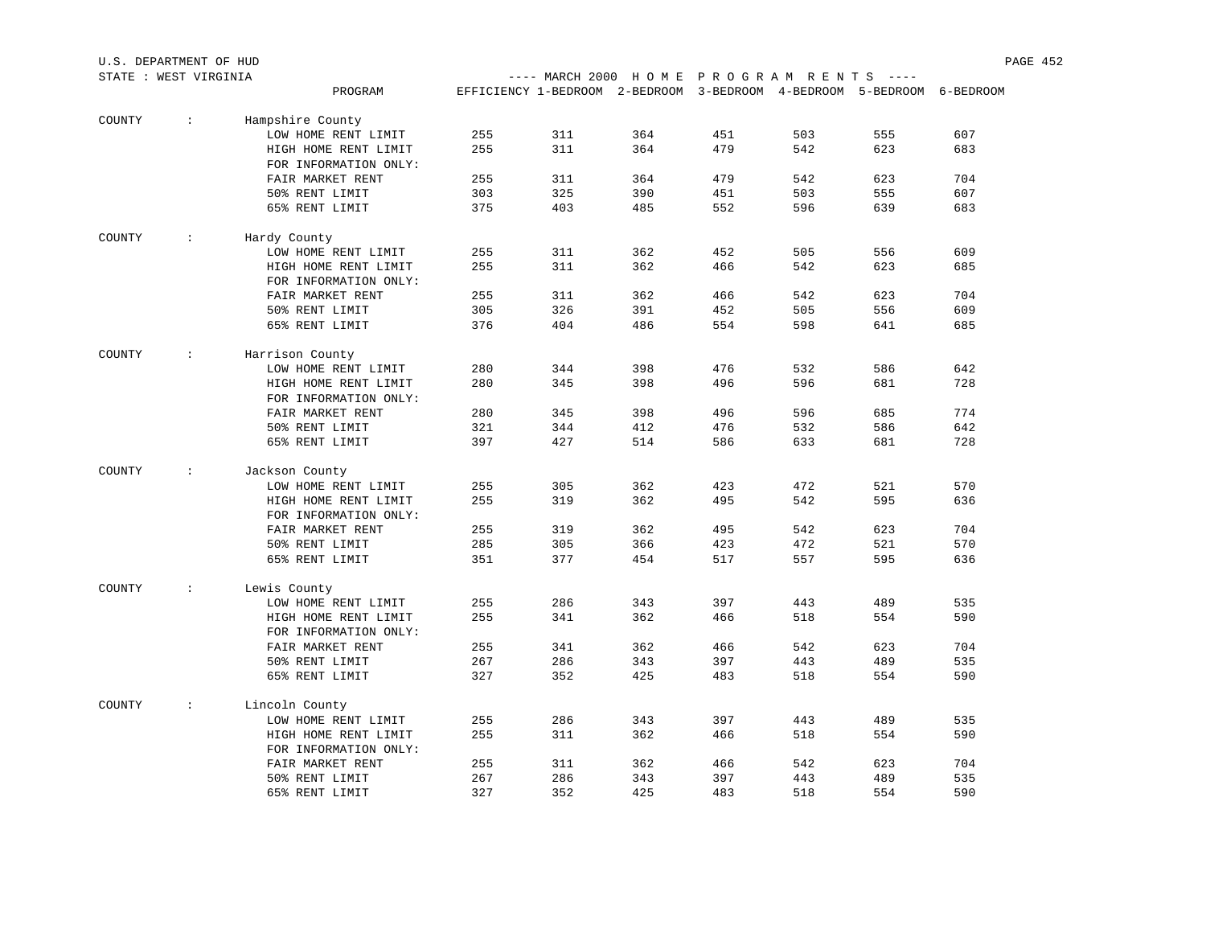U.S. DEPARTMENT OF HUD

STATE : WEST VIRGINIA

---- MARCH 2000 H O M E P R O G R A M R E N T S ----

| COUNTY | PROGRAM | EFFICIENCY | 1-BEDROOM | 2-BEDROOM | 3-BEDROOM | 4-BEDROOM | 5-BEDROOM | 6-BEDROOM |
|---|---|---|---|---|---|---|---|---|
| COUNTY : | Hampshire County | | | | | | | |
| | LOW HOME RENT LIMIT | 255 | 311 | 364 | 451 | 503 | 555 | 607 |
| | HIGH HOME RENT LIMIT | 255 | 311 | 364 | 479 | 542 | 623 | 683 |
| | FOR INFORMATION ONLY: | | | | | | | |
| | FAIR MARKET RENT | 255 | 311 | 364 | 479 | 542 | 623 | 704 |
| | 50% RENT LIMIT | 303 | 325 | 390 | 451 | 503 | 555 | 607 |
| | 65% RENT LIMIT | 375 | 403 | 485 | 552 | 596 | 639 | 683 |
| COUNTY : | Hardy County | | | | | | | |
| | LOW HOME RENT LIMIT | 255 | 311 | 362 | 452 | 505 | 556 | 609 |
| | HIGH HOME RENT LIMIT | 255 | 311 | 362 | 466 | 542 | 623 | 685 |
| | FOR INFORMATION ONLY: | | | | | | | |
| | FAIR MARKET RENT | 255 | 311 | 362 | 466 | 542 | 623 | 704 |
| | 50% RENT LIMIT | 305 | 326 | 391 | 452 | 505 | 556 | 609 |
| | 65% RENT LIMIT | 376 | 404 | 486 | 554 | 598 | 641 | 685 |
| COUNTY : | Harrison County | | | | | | | |
| | LOW HOME RENT LIMIT | 280 | 344 | 398 | 476 | 532 | 586 | 642 |
| | HIGH HOME RENT LIMIT | 280 | 345 | 398 | 496 | 596 | 681 | 728 |
| | FOR INFORMATION ONLY: | | | | | | | |
| | FAIR MARKET RENT | 280 | 345 | 398 | 496 | 596 | 685 | 774 |
| | 50% RENT LIMIT | 321 | 344 | 412 | 476 | 532 | 586 | 642 |
| | 65% RENT LIMIT | 397 | 427 | 514 | 586 | 633 | 681 | 728 |
| COUNTY : | Jackson County | | | | | | | |
| | LOW HOME RENT LIMIT | 255 | 305 | 362 | 423 | 472 | 521 | 570 |
| | HIGH HOME RENT LIMIT | 255 | 319 | 362 | 495 | 542 | 595 | 636 |
| | FOR INFORMATION ONLY: | | | | | | | |
| | FAIR MARKET RENT | 255 | 319 | 362 | 495 | 542 | 623 | 704 |
| | 50% RENT LIMIT | 285 | 305 | 366 | 423 | 472 | 521 | 570 |
| | 65% RENT LIMIT | 351 | 377 | 454 | 517 | 557 | 595 | 636 |
| COUNTY : | Lewis County | | | | | | | |
| | LOW HOME RENT LIMIT | 255 | 286 | 343 | 397 | 443 | 489 | 535 |
| | HIGH HOME RENT LIMIT | 255 | 341 | 362 | 466 | 518 | 554 | 590 |
| | FOR INFORMATION ONLY: | | | | | | | |
| | FAIR MARKET RENT | 255 | 341 | 362 | 466 | 542 | 623 | 704 |
| | 50% RENT LIMIT | 267 | 286 | 343 | 397 | 443 | 489 | 535 |
| | 65% RENT LIMIT | 327 | 352 | 425 | 483 | 518 | 554 | 590 |
| COUNTY : | Lincoln County | | | | | | | |
| | LOW HOME RENT LIMIT | 255 | 286 | 343 | 397 | 443 | 489 | 535 |
| | HIGH HOME RENT LIMIT | 255 | 311 | 362 | 466 | 518 | 554 | 590 |
| | FOR INFORMATION ONLY: | | | | | | | |
| | FAIR MARKET RENT | 255 | 311 | 362 | 466 | 542 | 623 | 704 |
| | 50% RENT LIMIT | 267 | 286 | 343 | 397 | 443 | 489 | 535 |
| | 65% RENT LIMIT | 327 | 352 | 425 | 483 | 518 | 554 | 590 |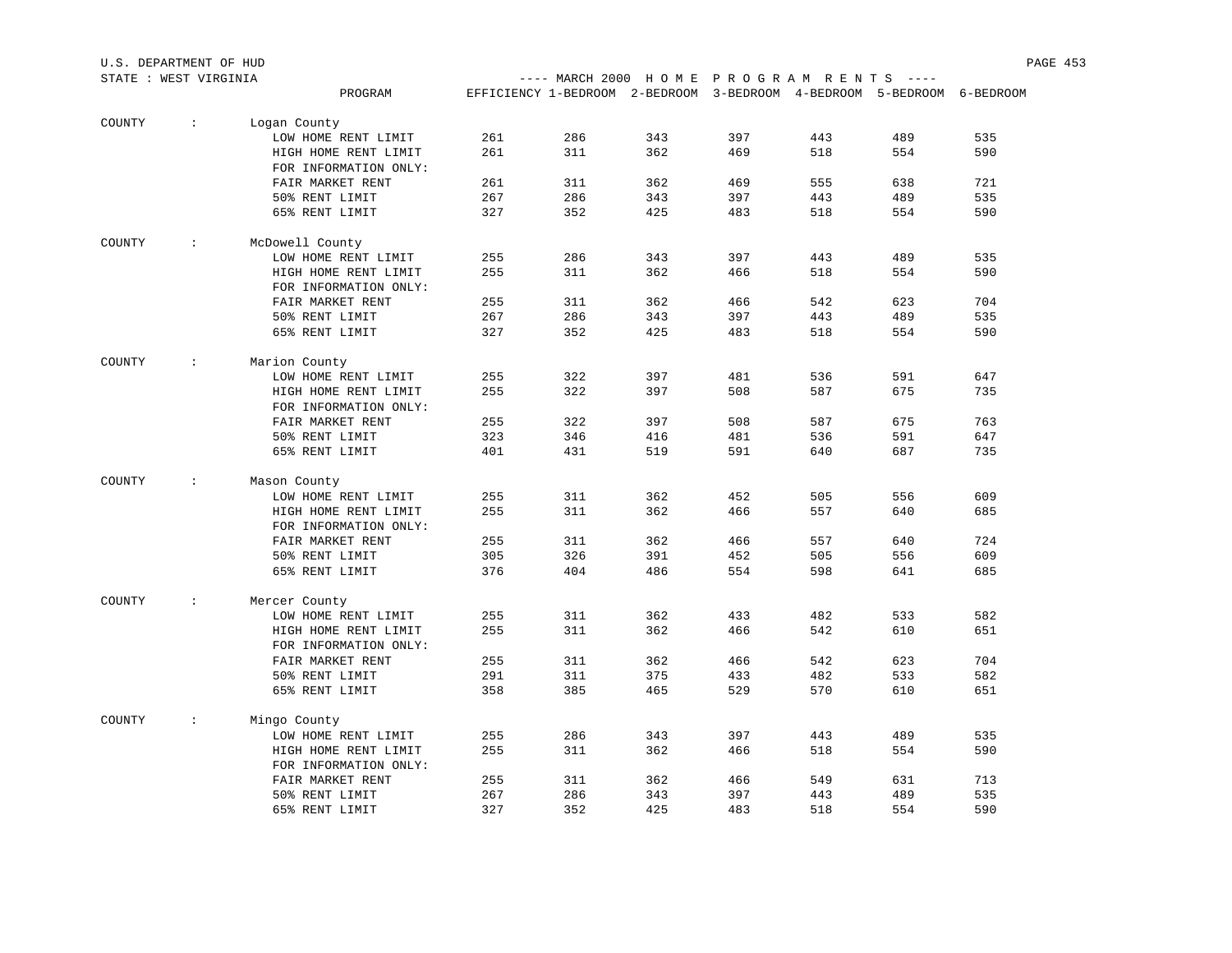U.S. DEPARTMENT OF HUD

STATE : WEST VIRGINIA

---- MARCH 2000 H O M E P R O G R A M R E N T S ----

| COUNTY | PROGRAM | EFFICIENCY | 1-BEDROOM | 2-BEDROOM | 3-BEDROOM | 4-BEDROOM | 5-BEDROOM | 6-BEDROOM |
|---|---|---|---|---|---|---|---|---|
| COUNTY : | Logan County | | | | | | | |
| | LOW HOME RENT LIMIT | 261 | 286 | 343 | 397 | 443 | 489 | 535 |
| | HIGH HOME RENT LIMIT | 261 | 311 | 362 | 469 | 518 | 554 | 590 |
| | FOR INFORMATION ONLY: | | | | | | | |
| | FAIR MARKET RENT | 261 | 311 | 362 | 469 | 555 | 638 | 721 |
| | 50% RENT LIMIT | 267 | 286 | 343 | 397 | 443 | 489 | 535 |
| | 65% RENT LIMIT | 327 | 352 | 425 | 483 | 518 | 554 | 590 |
| COUNTY : | McDowell County | | | | | | | |
| | LOW HOME RENT LIMIT | 255 | 286 | 343 | 397 | 443 | 489 | 535 |
| | HIGH HOME RENT LIMIT | 255 | 311 | 362 | 466 | 518 | 554 | 590 |
| | FOR INFORMATION ONLY: | | | | | | | |
| | FAIR MARKET RENT | 255 | 311 | 362 | 466 | 542 | 623 | 704 |
| | 50% RENT LIMIT | 267 | 286 | 343 | 397 | 443 | 489 | 535 |
| | 65% RENT LIMIT | 327 | 352 | 425 | 483 | 518 | 554 | 590 |
| COUNTY : | Marion County | | | | | | | |
| | LOW HOME RENT LIMIT | 255 | 322 | 397 | 481 | 536 | 591 | 647 |
| | HIGH HOME RENT LIMIT | 255 | 322 | 397 | 508 | 587 | 675 | 735 |
| | FOR INFORMATION ONLY: | | | | | | | |
| | FAIR MARKET RENT | 255 | 322 | 397 | 508 | 587 | 675 | 763 |
| | 50% RENT LIMIT | 323 | 346 | 416 | 481 | 536 | 591 | 647 |
| | 65% RENT LIMIT | 401 | 431 | 519 | 591 | 640 | 687 | 735 |
| COUNTY : | Mason County | | | | | | | |
| | LOW HOME RENT LIMIT | 255 | 311 | 362 | 452 | 505 | 556 | 609 |
| | HIGH HOME RENT LIMIT | 255 | 311 | 362 | 466 | 557 | 640 | 685 |
| | FOR INFORMATION ONLY: | | | | | | | |
| | FAIR MARKET RENT | 255 | 311 | 362 | 466 | 557 | 640 | 724 |
| | 50% RENT LIMIT | 305 | 326 | 391 | 452 | 505 | 556 | 609 |
| | 65% RENT LIMIT | 376 | 404 | 486 | 554 | 598 | 641 | 685 |
| COUNTY : | Mercer County | | | | | | | |
| | LOW HOME RENT LIMIT | 255 | 311 | 362 | 433 | 482 | 533 | 582 |
| | HIGH HOME RENT LIMIT | 255 | 311 | 362 | 466 | 542 | 610 | 651 |
| | FOR INFORMATION ONLY: | | | | | | | |
| | FAIR MARKET RENT | 255 | 311 | 362 | 466 | 542 | 623 | 704 |
| | 50% RENT LIMIT | 291 | 311 | 375 | 433 | 482 | 533 | 582 |
| | 65% RENT LIMIT | 358 | 385 | 465 | 529 | 570 | 610 | 651 |
| COUNTY : | Mingo County | | | | | | | |
| | LOW HOME RENT LIMIT | 255 | 286 | 343 | 397 | 443 | 489 | 535 |
| | HIGH HOME RENT LIMIT | 255 | 311 | 362 | 466 | 518 | 554 | 590 |
| | FOR INFORMATION ONLY: | | | | | | | |
| | FAIR MARKET RENT | 255 | 311 | 362 | 466 | 549 | 631 | 713 |
| | 50% RENT LIMIT | 267 | 286 | 343 | 397 | 443 | 489 | 535 |
| | 65% RENT LIMIT | 327 | 352 | 425 | 483 | 518 | 554 | 590 |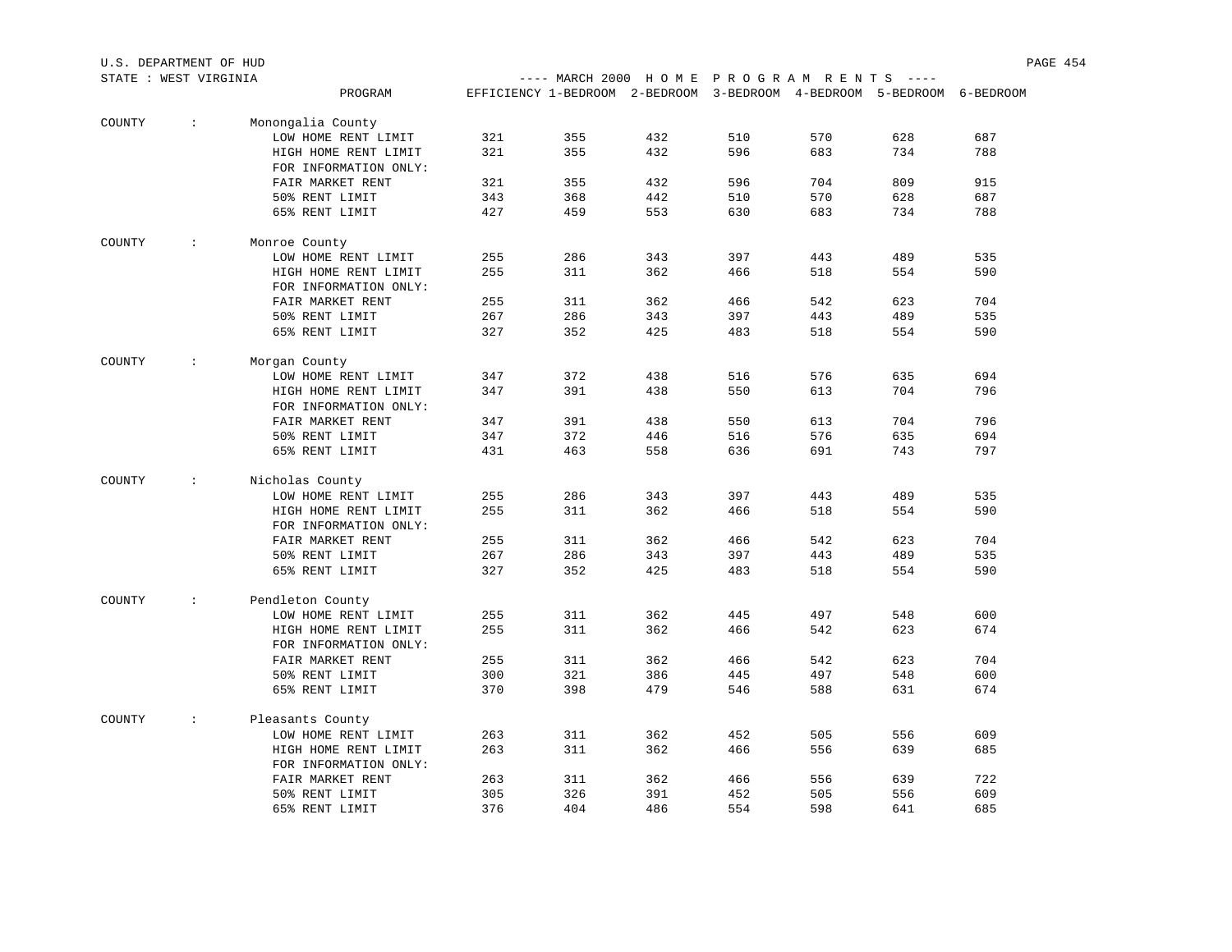U.S. DEPARTMENT OF HUD
STATE : WEST VIRGINIA

---- MARCH 2000 H O M E P R O G R A M R E N T S ----

| | PROGRAM | EFFICIENCY | 1-BEDROOM | 2-BEDROOM | 3-BEDROOM | 4-BEDROOM | 5-BEDROOM | 6-BEDROOM |
|---|---|---|---|---|---|---|---|---|
| COUNTY : | Monongalia County | | | | | | | |
| | LOW HOME RENT LIMIT | 321 | 355 | 432 | 510 | 570 | 628 | 687 |
| | HIGH HOME RENT LIMIT | 321 | 355 | 432 | 596 | 683 | 734 | 788 |
| | FOR INFORMATION ONLY: | | | | | | | |
| | FAIR MARKET RENT | 321 | 355 | 432 | 596 | 704 | 809 | 915 |
| | 50% RENT LIMIT | 343 | 368 | 442 | 510 | 570 | 628 | 687 |
| | 65% RENT LIMIT | 427 | 459 | 553 | 630 | 683 | 734 | 788 |
| COUNTY : | Monroe County | | | | | | | |
| | LOW HOME RENT LIMIT | 255 | 286 | 343 | 397 | 443 | 489 | 535 |
| | HIGH HOME RENT LIMIT | 255 | 311 | 362 | 466 | 518 | 554 | 590 |
| | FOR INFORMATION ONLY: | | | | | | | |
| | FAIR MARKET RENT | 255 | 311 | 362 | 466 | 542 | 623 | 704 |
| | 50% RENT LIMIT | 267 | 286 | 343 | 397 | 443 | 489 | 535 |
| | 65% RENT LIMIT | 327 | 352 | 425 | 483 | 518 | 554 | 590 |
| COUNTY : | Morgan County | | | | | | | |
| | LOW HOME RENT LIMIT | 347 | 372 | 438 | 516 | 576 | 635 | 694 |
| | HIGH HOME RENT LIMIT | 347 | 391 | 438 | 550 | 613 | 704 | 796 |
| | FOR INFORMATION ONLY: | | | | | | | |
| | FAIR MARKET RENT | 347 | 391 | 438 | 550 | 613 | 704 | 796 |
| | 50% RENT LIMIT | 347 | 372 | 446 | 516 | 576 | 635 | 694 |
| | 65% RENT LIMIT | 431 | 463 | 558 | 636 | 691 | 743 | 797 |
| COUNTY : | Nicholas County | | | | | | | |
| | LOW HOME RENT LIMIT | 255 | 286 | 343 | 397 | 443 | 489 | 535 |
| | HIGH HOME RENT LIMIT | 255 | 311 | 362 | 466 | 518 | 554 | 590 |
| | FOR INFORMATION ONLY: | | | | | | | |
| | FAIR MARKET RENT | 255 | 311 | 362 | 466 | 542 | 623 | 704 |
| | 50% RENT LIMIT | 267 | 286 | 343 | 397 | 443 | 489 | 535 |
| | 65% RENT LIMIT | 327 | 352 | 425 | 483 | 518 | 554 | 590 |
| COUNTY : | Pendleton County | | | | | | | |
| | LOW HOME RENT LIMIT | 255 | 311 | 362 | 445 | 497 | 548 | 600 |
| | HIGH HOME RENT LIMIT | 255 | 311 | 362 | 466 | 542 | 623 | 674 |
| | FOR INFORMATION ONLY: | | | | | | | |
| | FAIR MARKET RENT | 255 | 311 | 362 | 466 | 542 | 623 | 704 |
| | 50% RENT LIMIT | 300 | 321 | 386 | 445 | 497 | 548 | 600 |
| | 65% RENT LIMIT | 370 | 398 | 479 | 546 | 588 | 631 | 674 |
| COUNTY : | Pleasants County | | | | | | | |
| | LOW HOME RENT LIMIT | 263 | 311 | 362 | 452 | 505 | 556 | 609 |
| | HIGH HOME RENT LIMIT | 263 | 311 | 362 | 466 | 556 | 639 | 685 |
| | FOR INFORMATION ONLY: | | | | | | | |
| | FAIR MARKET RENT | 263 | 311 | 362 | 466 | 556 | 639 | 722 |
| | 50% RENT LIMIT | 305 | 326 | 391 | 452 | 505 | 556 | 609 |
| | 65% RENT LIMIT | 376 | 404 | 486 | 554 | 598 | 641 | 685 |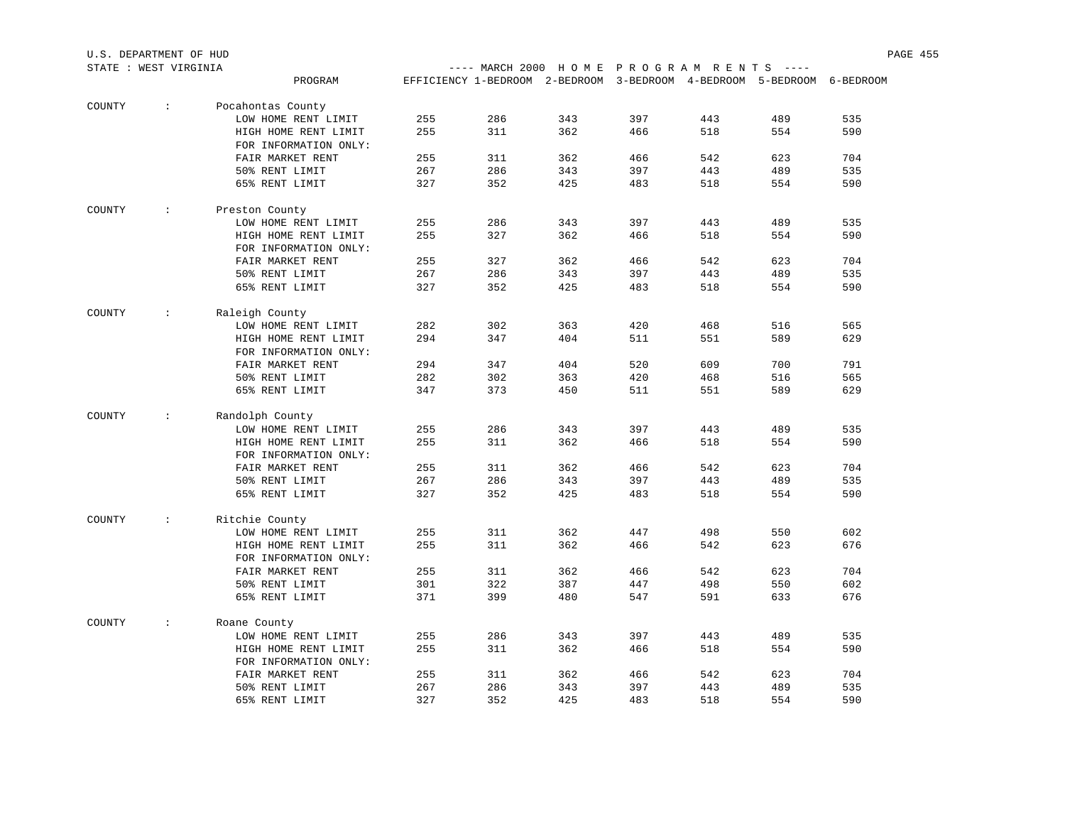U.S. DEPARTMENT OF HUD

STATE : WEST VIRGINIA

---- MARCH 2000 H O M E P R O G R A M R E N T S ----

| | PROGRAM | EFFICIENCY | 1-BEDROOM | 2-BEDROOM | 3-BEDROOM | 4-BEDROOM | 5-BEDROOM | 6-BEDROOM |
|---|---|---|---|---|---|---|---|---|
| COUNTY : | Pocahontas County | | | | | | | |
| | LOW HOME RENT LIMIT | 255 | 286 | 343 | 397 | 443 | 489 | 535 |
| | HIGH HOME RENT LIMIT | 255 | 311 | 362 | 466 | 518 | 554 | 590 |
| | FOR INFORMATION ONLY: | | | | | | | |
| | FAIR MARKET RENT | 255 | 311 | 362 | 466 | 542 | 623 | 704 |
| | 50% RENT LIMIT | 267 | 286 | 343 | 397 | 443 | 489 | 535 |
| | 65% RENT LIMIT | 327 | 352 | 425 | 483 | 518 | 554 | 590 |
| COUNTY : | Preston County | | | | | | | |
| | LOW HOME RENT LIMIT | 255 | 286 | 343 | 397 | 443 | 489 | 535 |
| | HIGH HOME RENT LIMIT | 255 | 327 | 362 | 466 | 518 | 554 | 590 |
| | FOR INFORMATION ONLY: | | | | | | | |
| | FAIR MARKET RENT | 255 | 327 | 362 | 466 | 542 | 623 | 704 |
| | 50% RENT LIMIT | 267 | 286 | 343 | 397 | 443 | 489 | 535 |
| | 65% RENT LIMIT | 327 | 352 | 425 | 483 | 518 | 554 | 590 |
| COUNTY : | Raleigh County | | | | | | | |
| | LOW HOME RENT LIMIT | 282 | 302 | 363 | 420 | 468 | 516 | 565 |
| | HIGH HOME RENT LIMIT | 294 | 347 | 404 | 511 | 551 | 589 | 629 |
| | FOR INFORMATION ONLY: | | | | | | | |
| | FAIR MARKET RENT | 294 | 347 | 404 | 520 | 609 | 700 | 791 |
| | 50% RENT LIMIT | 282 | 302 | 363 | 420 | 468 | 516 | 565 |
| | 65% RENT LIMIT | 347 | 373 | 450 | 511 | 551 | 589 | 629 |
| COUNTY : | Randolph County | | | | | | | |
| | LOW HOME RENT LIMIT | 255 | 286 | 343 | 397 | 443 | 489 | 535 |
| | HIGH HOME RENT LIMIT | 255 | 311 | 362 | 466 | 518 | 554 | 590 |
| | FOR INFORMATION ONLY: | | | | | | | |
| | FAIR MARKET RENT | 255 | 311 | 362 | 466 | 542 | 623 | 704 |
| | 50% RENT LIMIT | 267 | 286 | 343 | 397 | 443 | 489 | 535 |
| | 65% RENT LIMIT | 327 | 352 | 425 | 483 | 518 | 554 | 590 |
| COUNTY : | Ritchie County | | | | | | | |
| | LOW HOME RENT LIMIT | 255 | 311 | 362 | 447 | 498 | 550 | 602 |
| | HIGH HOME RENT LIMIT | 255 | 311 | 362 | 466 | 542 | 623 | 676 |
| | FOR INFORMATION ONLY: | | | | | | | |
| | FAIR MARKET RENT | 255 | 311 | 362 | 466 | 542 | 623 | 704 |
| | 50% RENT LIMIT | 301 | 322 | 387 | 447 | 498 | 550 | 602 |
| | 65% RENT LIMIT | 371 | 399 | 480 | 547 | 591 | 633 | 676 |
| COUNTY : | Roane County | | | | | | | |
| | LOW HOME RENT LIMIT | 255 | 286 | 343 | 397 | 443 | 489 | 535 |
| | HIGH HOME RENT LIMIT | 255 | 311 | 362 | 466 | 518 | 554 | 590 |
| | FOR INFORMATION ONLY: | | | | | | | |
| | FAIR MARKET RENT | 255 | 311 | 362 | 466 | 542 | 623 | 704 |
| | 50% RENT LIMIT | 267 | 286 | 343 | 397 | 443 | 489 | 535 |
| | 65% RENT LIMIT | 327 | 352 | 425 | 483 | 518 | 554 | 590 |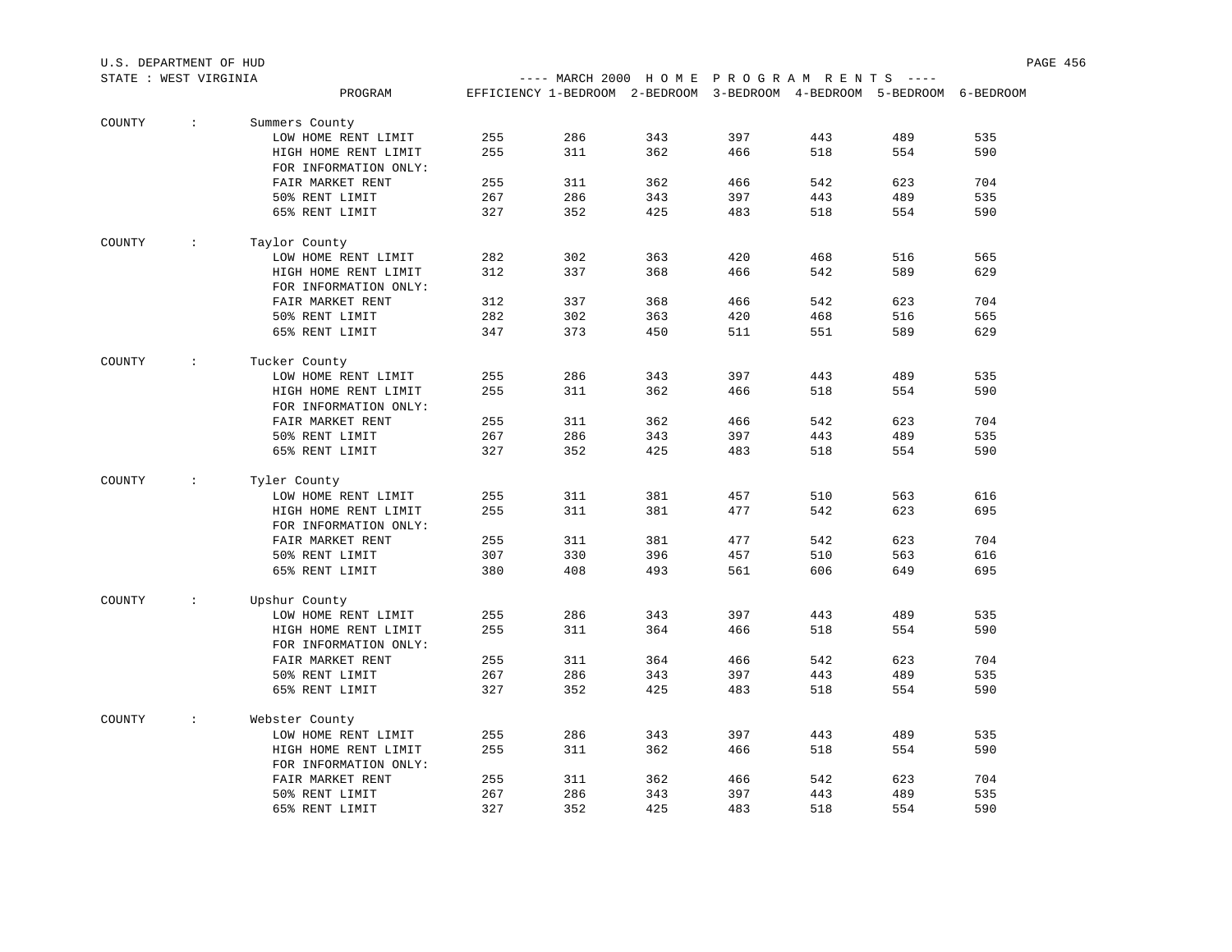U.S. DEPARTMENT OF HUD

STATE : WEST VIRGINIA

---- MARCH 2000 H O M E P R O G R A M R E N T S ----

| COUNTY | PROGRAM | EFFICIENCY | 1-BEDROOM | 2-BEDROOM | 3-BEDROOM | 4-BEDROOM | 5-BEDROOM | 6-BEDROOM |
|---|---|---|---|---|---|---|---|---|
| Summers County | LOW HOME RENT LIMIT | 255 | 286 | 343 | 397 | 443 | 489 | 535 |
| | HIGH HOME RENT LIMIT | 255 | 311 | 362 | 466 | 518 | 554 | 590 |
| | FOR INFORMATION ONLY: | | | | | | | |
| | FAIR MARKET RENT | 255 | 311 | 362 | 466 | 542 | 623 | 704 |
| | 50% RENT LIMIT | 267 | 286 | 343 | 397 | 443 | 489 | 535 |
| | 65% RENT LIMIT | 327 | 352 | 425 | 483 | 518 | 554 | 590 |
| Taylor County | LOW HOME RENT LIMIT | 282 | 302 | 363 | 420 | 468 | 516 | 565 |
| | HIGH HOME RENT LIMIT | 312 | 337 | 368 | 466 | 542 | 589 | 629 |
| | FOR INFORMATION ONLY: | | | | | | | |
| | FAIR MARKET RENT | 312 | 337 | 368 | 466 | 542 | 623 | 704 |
| | 50% RENT LIMIT | 282 | 302 | 363 | 420 | 468 | 516 | 565 |
| | 65% RENT LIMIT | 347 | 373 | 450 | 511 | 551 | 589 | 629 |
| Tucker County | LOW HOME RENT LIMIT | 255 | 286 | 343 | 397 | 443 | 489 | 535 |
| | HIGH HOME RENT LIMIT | 255 | 311 | 362 | 466 | 518 | 554 | 590 |
| | FOR INFORMATION ONLY: | | | | | | | |
| | FAIR MARKET RENT | 255 | 311 | 362 | 466 | 542 | 623 | 704 |
| | 50% RENT LIMIT | 267 | 286 | 343 | 397 | 443 | 489 | 535 |
| | 65% RENT LIMIT | 327 | 352 | 425 | 483 | 518 | 554 | 590 |
| Tyler County | LOW HOME RENT LIMIT | 255 | 311 | 381 | 457 | 510 | 563 | 616 |
| | HIGH HOME RENT LIMIT | 255 | 311 | 381 | 477 | 542 | 623 | 695 |
| | FOR INFORMATION ONLY: | | | | | | | |
| | FAIR MARKET RENT | 255 | 311 | 381 | 477 | 542 | 623 | 704 |
| | 50% RENT LIMIT | 307 | 330 | 396 | 457 | 510 | 563 | 616 |
| | 65% RENT LIMIT | 380 | 408 | 493 | 561 | 606 | 649 | 695 |
| Upshur County | LOW HOME RENT LIMIT | 255 | 286 | 343 | 397 | 443 | 489 | 535 |
| | HIGH HOME RENT LIMIT | 255 | 311 | 364 | 466 | 518 | 554 | 590 |
| | FOR INFORMATION ONLY: | | | | | | | |
| | FAIR MARKET RENT | 255 | 311 | 364 | 466 | 542 | 623 | 704 |
| | 50% RENT LIMIT | 267 | 286 | 343 | 397 | 443 | 489 | 535 |
| | 65% RENT LIMIT | 327 | 352 | 425 | 483 | 518 | 554 | 590 |
| Webster County | LOW HOME RENT LIMIT | 255 | 286 | 343 | 397 | 443 | 489 | 535 |
| | HIGH HOME RENT LIMIT | 255 | 311 | 362 | 466 | 518 | 554 | 590 |
| | FOR INFORMATION ONLY: | | | | | | | |
| | FAIR MARKET RENT | 255 | 311 | 362 | 466 | 542 | 623 | 704 |
| | 50% RENT LIMIT | 267 | 286 | 343 | 397 | 443 | 489 | 535 |
| | 65% RENT LIMIT | 327 | 352 | 425 | 483 | 518 | 554 | 590 |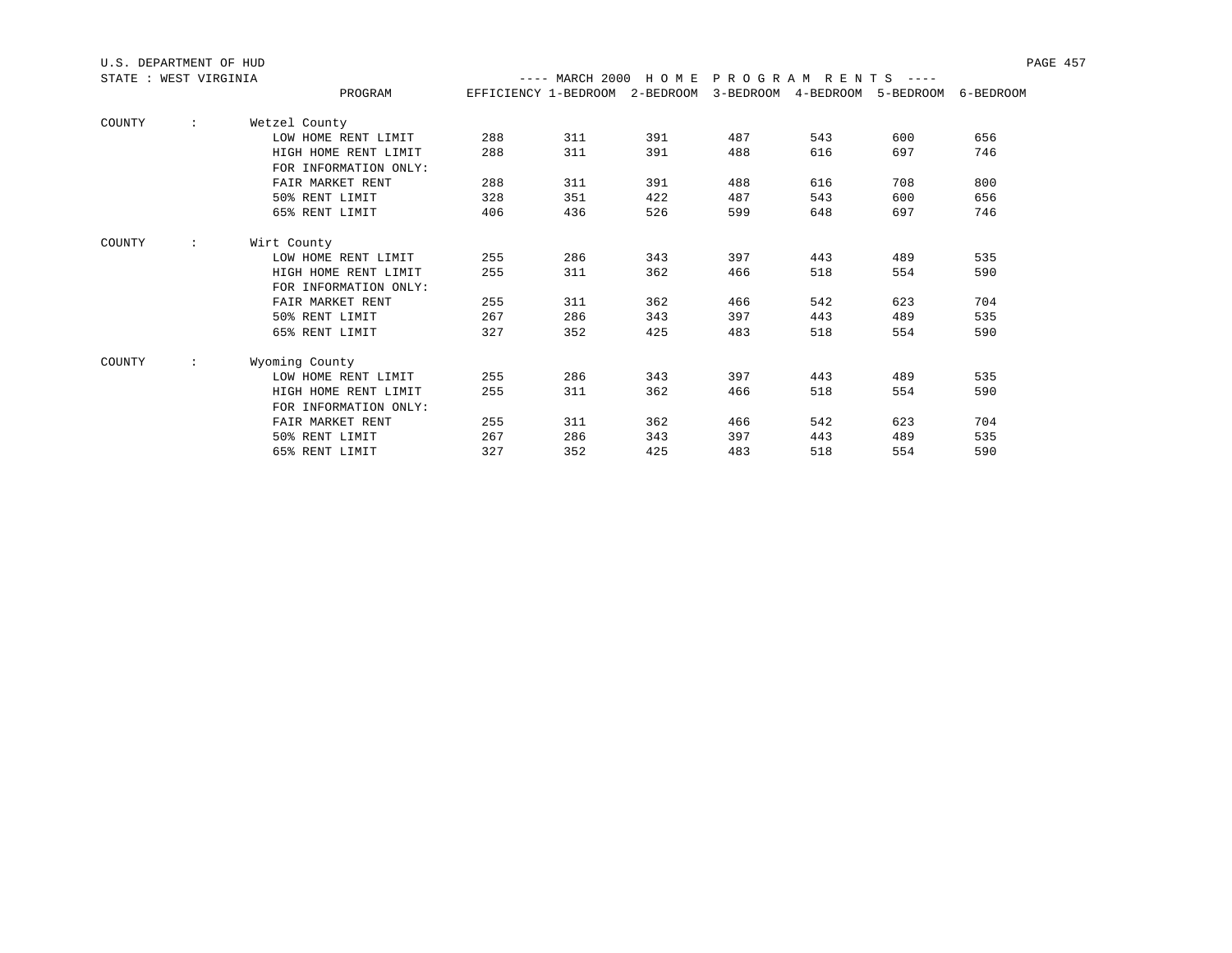U.S. DEPARTMENT OF HUD

STATE : WEST VIRGINIA

---- MARCH 2000 H O M E P R O G R A M R E N T S ----

| | PROGRAM | EFFICIENCY | 1-BEDROOM | 2-BEDROOM | 3-BEDROOM | 4-BEDROOM | 5-BEDROOM | 6-BEDROOM |
|---|---|---|---|---|---|---|---|---|
| COUNTY : | Wetzel County | | | | | | | |
| | LOW HOME RENT LIMIT | 288 | 311 | 391 | 487 | 543 | 600 | 656 |
| | HIGH HOME RENT LIMIT | 288 | 311 | 391 | 488 | 616 | 697 | 746 |
| | FOR INFORMATION ONLY: | | | | | | | |
| | FAIR MARKET RENT | 288 | 311 | 391 | 488 | 616 | 708 | 800 |
| | 50% RENT LIMIT | 328 | 351 | 422 | 487 | 543 | 600 | 656 |
| | 65% RENT LIMIT | 406 | 436 | 526 | 599 | 648 | 697 | 746 |
| COUNTY : | Wirt County | | | | | | | |
| | LOW HOME RENT LIMIT | 255 | 286 | 343 | 397 | 443 | 489 | 535 |
| | HIGH HOME RENT LIMIT | 255 | 311 | 362 | 466 | 518 | 554 | 590 |
| | FOR INFORMATION ONLY: | | | | | | | |
| | FAIR MARKET RENT | 255 | 311 | 362 | 466 | 542 | 623 | 704 |
| | 50% RENT LIMIT | 267 | 286 | 343 | 397 | 443 | 489 | 535 |
| | 65% RENT LIMIT | 327 | 352 | 425 | 483 | 518 | 554 | 590 |
| COUNTY : | Wyoming County | | | | | | | |
| | LOW HOME RENT LIMIT | 255 | 286 | 343 | 397 | 443 | 489 | 535 |
| | HIGH HOME RENT LIMIT | 255 | 311 | 362 | 466 | 518 | 554 | 590 |
| | FOR INFORMATION ONLY: | | | | | | | |
| | FAIR MARKET RENT | 255 | 311 | 362 | 466 | 542 | 623 | 704 |
| | 50% RENT LIMIT | 267 | 286 | 343 | 397 | 443 | 489 | 535 |
| | 65% RENT LIMIT | 327 | 352 | 425 | 483 | 518 | 554 | 590 |